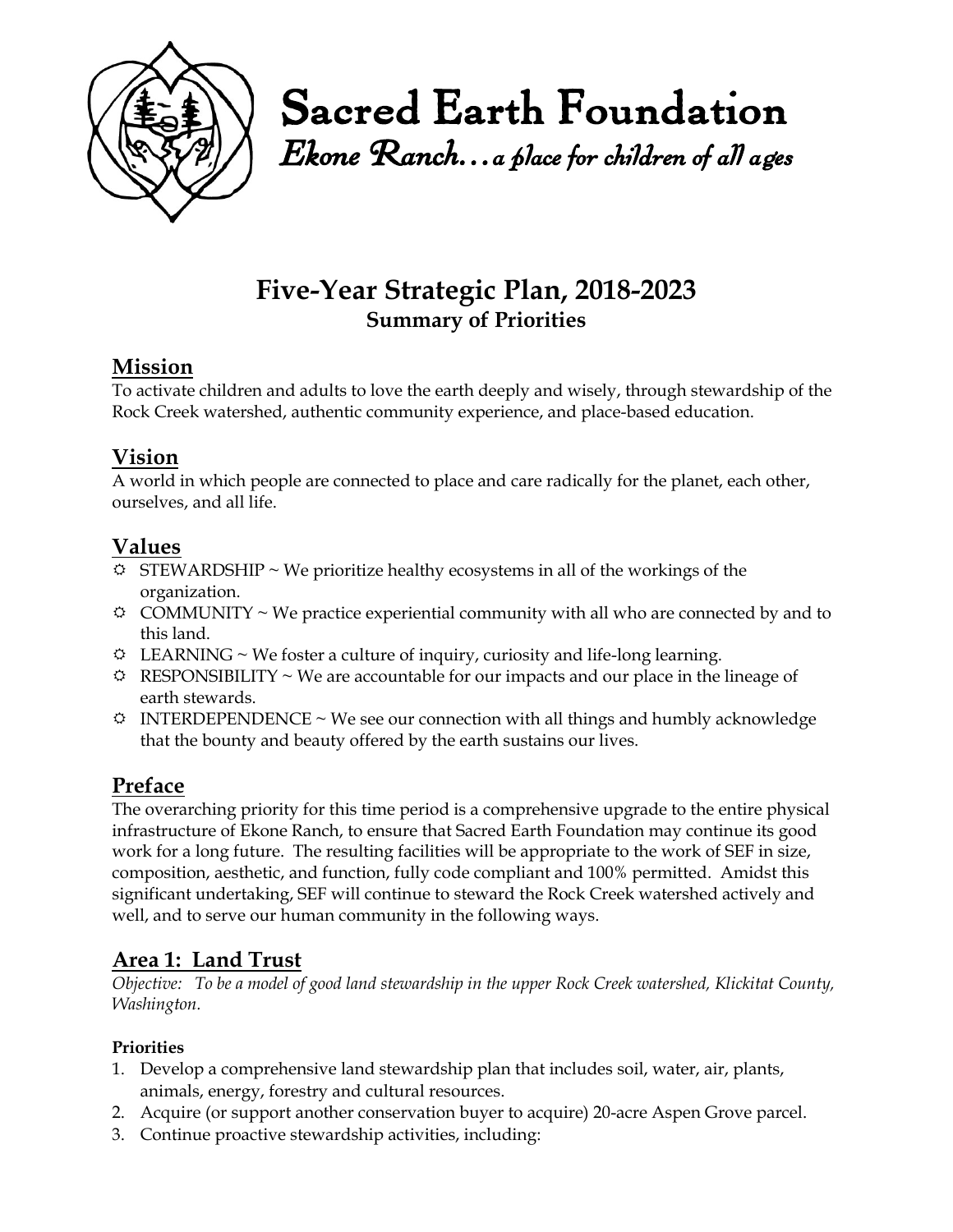# Sacred Earth Foundation

*Ekone Ranch…a place for children of all ages*

## Five-Year Strategic Plan, 2018-2023

### Summary of Priorities

## Mission

To activate children and adults to love the earth deeply and wisely, through stewardship of the Rock Creek watershed, authentic community experience, and place-based education.

## Vision

A world in which people are connected to place and care radically for the planet, each other, ourselves, and all life.

## Values

- STEWARDSHIP ~ We prioritize healthy ecosystems in all of the workings of the organization.
- COMMUNITY ~ We practice experiential community with all who are connected by and to this land.
- LEARNING ~ We foster a culture of inquiry, curiosity and life-long learning.
- RESPONSIBILITY ~ We are accountable for our impacts and our place in the lineage of earth stewards.
- INTERDEPENDENCE ~ We see our connection with all things and humbly acknowledge that the bounty and beauty offered by the earth sustains our lives.

## Preface

The overarching priority for this time period is a comprehensive upgrade to the entire physical infrastructure of Ekone Ranch, to ensure that Sacred Earth Foundation may continue its good work for a long future. The resulting facilities will be appropriate to the work of SEF in size, composition, aesthetic, and function, fully code compliant and 100% permitted. Amidst this significant undertaking, SEF will continue to steward the Rock Creek watershed actively and well, and to serve our human community in the following ways.

## Area 1: Land Trust

*Objective: To be a model of good land stewardship in the upper Rock Creek watershed, Klickitat County, Washington.*

**Priorities**

1. Develop a comprehensive land stewardship plan that includes soil, water, air, plants, animals, energy, forestry and cultural resources.
2. Acquire (or support another conservation buyer to acquire) 20-acre Aspen Grove parcel.
3. Continue proactive stewardship activities, including: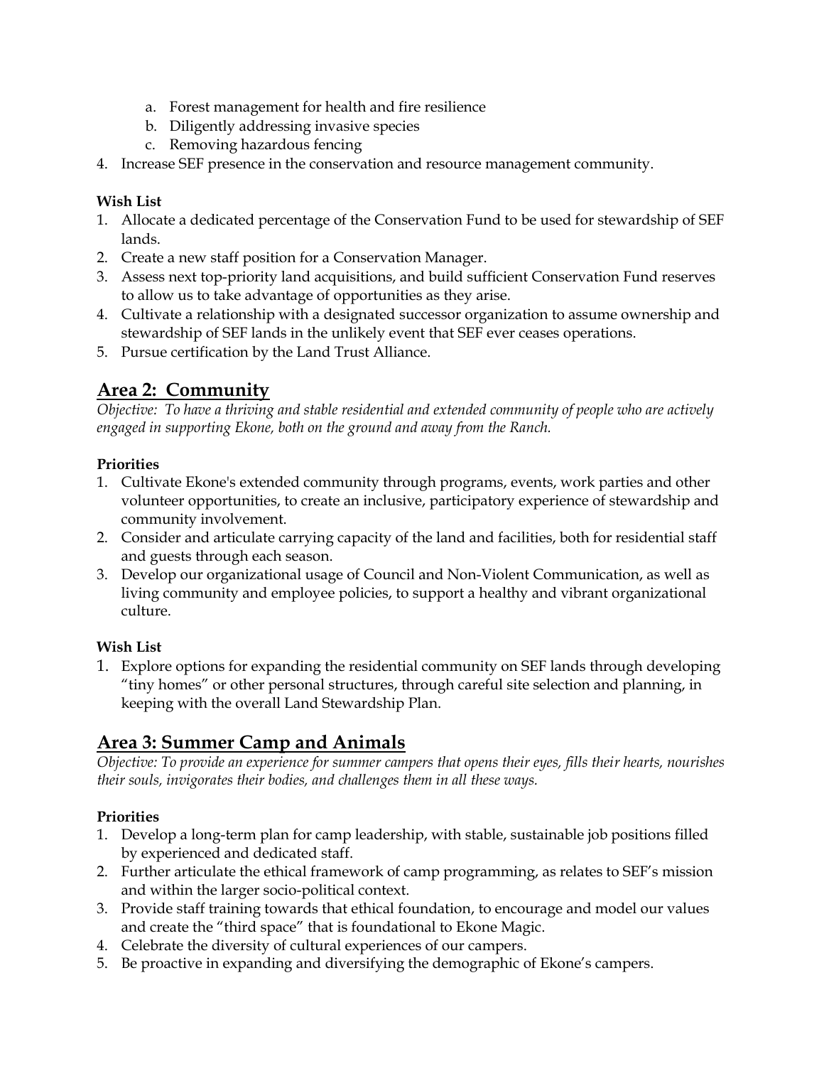a. Forest management for health and fire resilience
   b. Diligently addressing invasive species
   c. Removing hazardous fencing
4. Increase SEF presence in the conservation and resource management community.

**Wish List**

1. Allocate a dedicated percentage of the Conservation Fund to be used for stewardship of SEF lands.
2. Create a new staff position for a Conservation Manager.
3. Assess next top-priority land acquisitions, and build sufficient Conservation Fund reserves to allow us to take advantage of opportunities as they arise.
4. Cultivate a relationship with a designated successor organization to assume ownership and stewardship of SEF lands in the unlikely event that SEF ever ceases operations.
5. Pursue certification by the Land Trust Alliance.

## Area 2: Community

*Objective: To have a thriving and stable residential and extended community of people who are actively engaged in supporting Ekone, both on the ground and away from the Ranch.*

**Priorities**

1. Cultivate Ekone's extended community through programs, events, work parties and other volunteer opportunities, to create an inclusive, participatory experience of stewardship and community involvement.
2. Consider and articulate carrying capacity of the land and facilities, both for residential staff and guests through each season.
3. Develop our organizational usage of Council and Non-Violent Communication, as well as living community and employee policies, to support a healthy and vibrant organizational culture.

**Wish List**

1. Explore options for expanding the residential community on SEF lands through developing "tiny homes" or other personal structures, through careful site selection and planning, in keeping with the overall Land Stewardship Plan.

## Area 3: Summer Camp and Animals

*Objective: To provide an experience for summer campers that opens their eyes, fills their hearts, nourishes their souls, invigorates their bodies, and challenges them in all these ways.*

**Priorities**

1. Develop a long-term plan for camp leadership, with stable, sustainable job positions filled by experienced and dedicated staff.
2. Further articulate the ethical framework of camp programming, as relates to SEF's mission and within the larger socio-political context.
3. Provide staff training towards that ethical foundation, to encourage and model our values and create the "third space" that is foundational to Ekone Magic.
4. Celebrate the diversity of cultural experiences of our campers.
5. Be proactive in expanding and diversifying the demographic of Ekone's campers.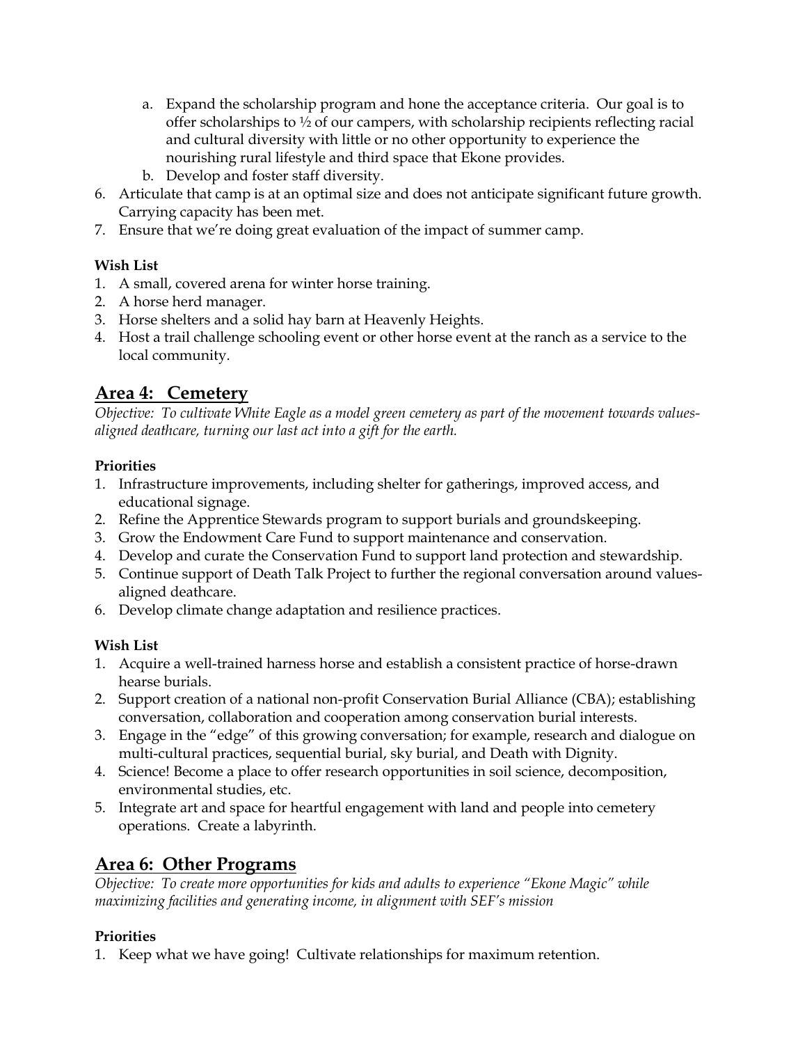a. Expand the scholarship program and hone the acceptance criteria. Our goal is to offer scholarships to ½ of our campers, with scholarship recipients reflecting racial and cultural diversity with little or no other opportunity to experience the nourishing rural lifestyle and third space that Ekone provides.
   b. Develop and foster staff diversity.
6. Articulate that camp is at an optimal size and does not anticipate significant future growth. Carrying capacity has been met.
7. Ensure that we're doing great evaluation of the impact of summer camp.

**Wish List**

1. A small, covered arena for winter horse training.
2. A horse herd manager.
3. Horse shelters and a solid hay barn at Heavenly Heights.
4. Host a trail challenge schooling event or other horse event at the ranch as a service to the local community.

## Area 4: Cemetery

*Objective: To cultivate White Eagle as a model green cemetery as part of the movement towards values-aligned deathcare, turning our last act into a gift for the earth.*

**Priorities**

1. Infrastructure improvements, including shelter for gatherings, improved access, and educational signage.
2. Refine the Apprentice Stewards program to support burials and groundskeeping.
3. Grow the Endowment Care Fund to support maintenance and conservation.
4. Develop and curate the Conservation Fund to support land protection and stewardship.
5. Continue support of Death Talk Project to further the regional conversation around values-aligned deathcare.
6. Develop climate change adaptation and resilience practices.

**Wish List**

1. Acquire a well-trained harness horse and establish a consistent practice of horse-drawn hearse burials.
2. Support creation of a national non-profit Conservation Burial Alliance (CBA); establishing conversation, collaboration and cooperation among conservation burial interests.
3. Engage in the "edge" of this growing conversation; for example, research and dialogue on multi-cultural practices, sequential burial, sky burial, and Death with Dignity.
4. Science! Become a place to offer research opportunities in soil science, decomposition, environmental studies, etc.
5. Integrate art and space for heartful engagement with land and people into cemetery operations. Create a labyrinth.

## Area 6: Other Programs

*Objective: To create more opportunities for kids and adults to experience "Ekone Magic" while maximizing facilities and generating income, in alignment with SEF's mission*

**Priorities**

1. Keep what we have going! Cultivate relationships for maximum retention.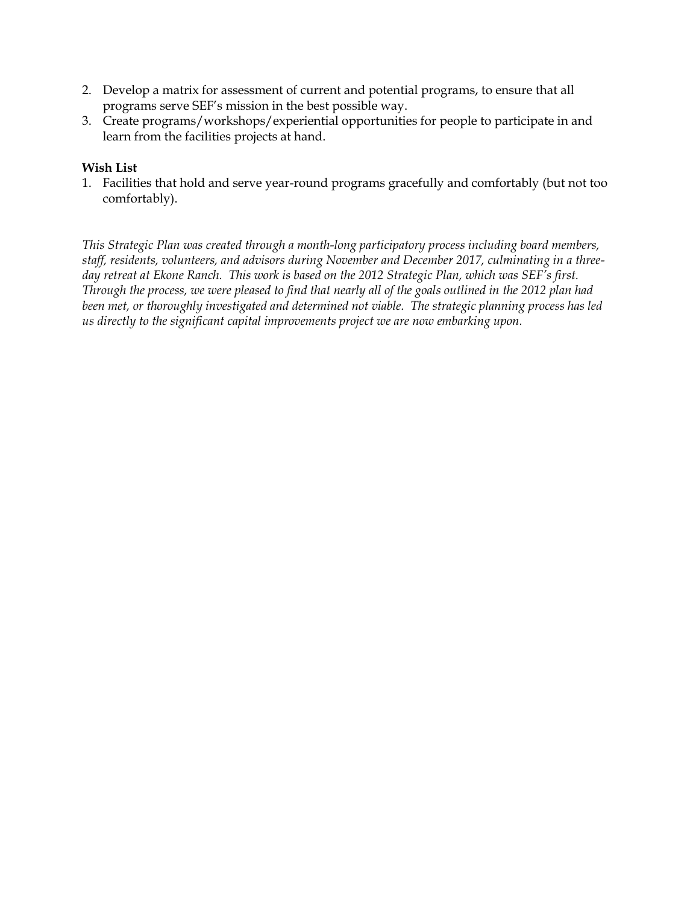2. Develop a matrix for assessment of current and potential programs, to ensure that all programs serve SEF's mission in the best possible way.
3. Create programs/workshops/experiential opportunities for people to participate in and learn from the facilities projects at hand.

**Wish List**

1. Facilities that hold and serve year-round programs gracefully and comfortably (but not too comfortably).

*This Strategic Plan was created through a month-long participatory process including board members, staff, residents, volunteers, and advisors during November and December 2017, culminating in a three-day retreat at Ekone Ranch. This work is based on the 2012 Strategic Plan, which was SEF's first. Through the process, we were pleased to find that nearly all of the goals outlined in the 2012 plan had been met, or thoroughly investigated and determined not viable. The strategic planning process has led us directly to the significant capital improvements project we are now embarking upon.*